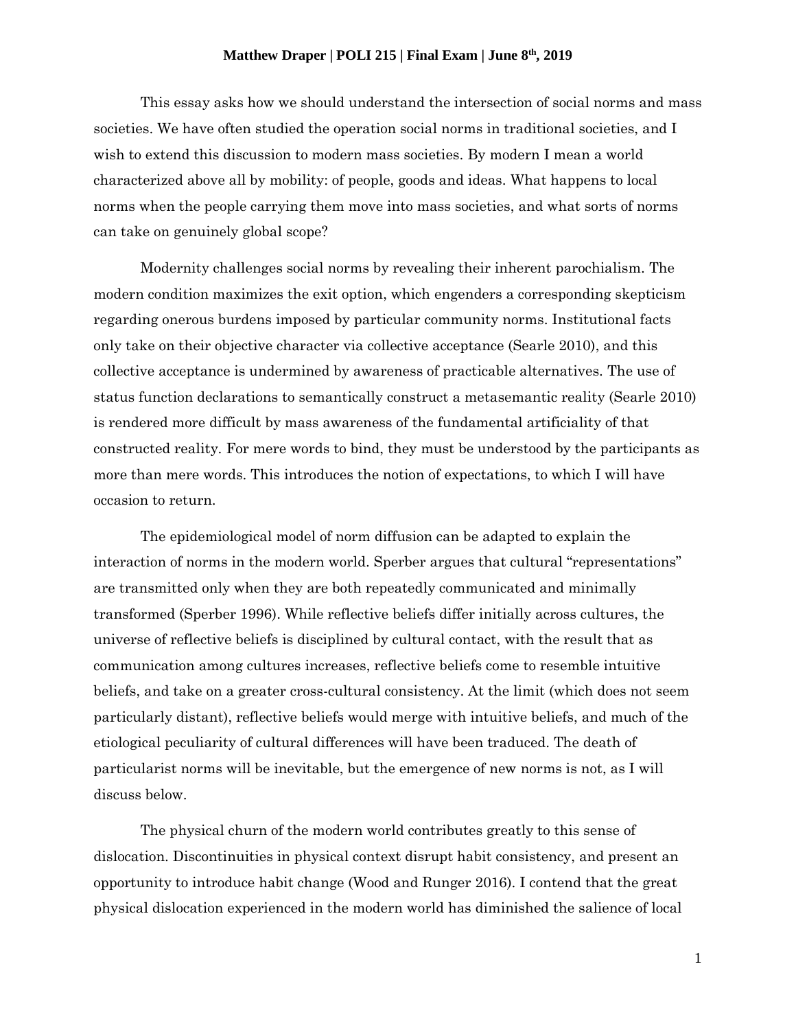**Matthew Draper | POLI 215 | Final Exam | June 8th, 2019**

This essay asks how we should understand the intersection of social norms and mass societies. We have often studied the operation social norms in traditional societies, and I wish to extend this discussion to modern mass societies. By modern I mean a world characterized above all by mobility: of people, goods and ideas. What happens to local norms when the people carrying them move into mass societies, and what sorts of norms can take on genuinely global scope?

Modernity challenges social norms by revealing their inherent parochialism. The modern condition maximizes the exit option, which engenders a corresponding skepticism regarding onerous burdens imposed by particular community norms. Institutional facts only take on their objective character via collective acceptance (Searle 2010), and this collective acceptance is undermined by awareness of practicable alternatives. The use of status function declarations to semantically construct a metasemantic reality (Searle 2010) is rendered more difficult by mass awareness of the fundamental artificiality of that constructed reality. For mere words to bind, they must be understood by the participants as more than mere words. This introduces the notion of expectations, to which I will have occasion to return.

The epidemiological model of norm diffusion can be adapted to explain the interaction of norms in the modern world. Sperber argues that cultural "representations" are transmitted only when they are both repeatedly communicated and minimally transformed (Sperber 1996). While reflective beliefs differ initially across cultures, the universe of reflective beliefs is disciplined by cultural contact, with the result that as communication among cultures increases, reflective beliefs come to resemble intuitive beliefs, and take on a greater cross-cultural consistency. At the limit (which does not seem particularly distant), reflective beliefs would merge with intuitive beliefs, and much of the etiological peculiarity of cultural differences will have been traduced. The death of particularist norms will be inevitable, but the emergence of new norms is not, as I will discuss below.

The physical churn of the modern world contributes greatly to this sense of dislocation. Discontinuities in physical context disrupt habit consistency, and present an opportunity to introduce habit change (Wood and Runger 2016). I contend that the great physical dislocation experienced in the modern world has diminished the salience of local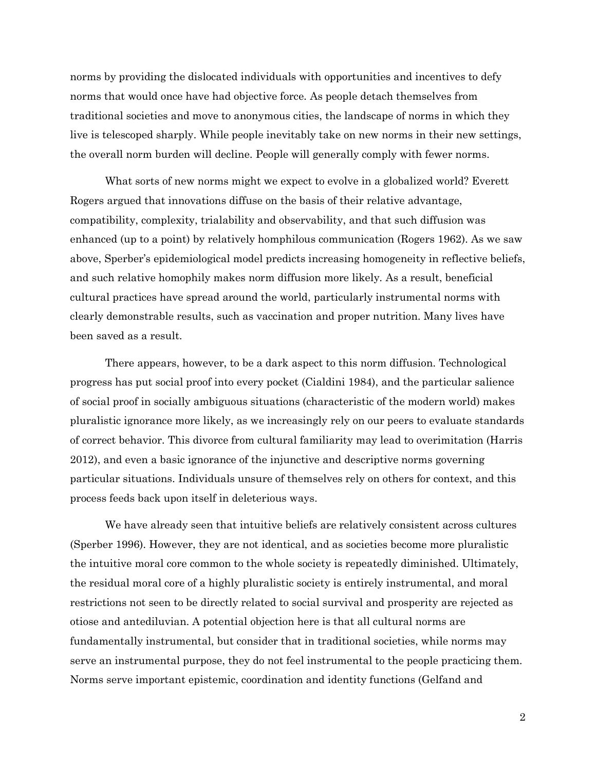norms by providing the dislocated individuals with opportunities and incentives to defy norms that would once have had objective force. As people detach themselves from traditional societies and move to anonymous cities, the landscape of norms in which they live is telescoped sharply. While people inevitably take on new norms in their new settings, the overall norm burden will decline. People will generally comply with fewer norms.

What sorts of new norms might we expect to evolve in a globalized world? Everett Rogers argued that innovations diffuse on the basis of their relative advantage, compatibility, complexity, trialability and observability, and that such diffusion was enhanced (up to a point) by relatively homphilous communication (Rogers 1962). As we saw above, Sperber's epidemiological model predicts increasing homogeneity in reflective beliefs, and such relative homophily makes norm diffusion more likely. As a result, beneficial cultural practices have spread around the world, particularly instrumental norms with clearly demonstrable results, such as vaccination and proper nutrition. Many lives have been saved as a result.

There appears, however, to be a dark aspect to this norm diffusion. Technological progress has put social proof into every pocket (Cialdini 1984), and the particular salience of social proof in socially ambiguous situations (characteristic of the modern world) makes pluralistic ignorance more likely, as we increasingly rely on our peers to evaluate standards of correct behavior. This divorce from cultural familiarity may lead to overimitation (Harris 2012), and even a basic ignorance of the injunctive and descriptive norms governing particular situations. Individuals unsure of themselves rely on others for context, and this process feeds back upon itself in deleterious ways.

We have already seen that intuitive beliefs are relatively consistent across cultures (Sperber 1996). However, they are not identical, and as societies become more pluralistic the intuitive moral core common to the whole society is repeatedly diminished. Ultimately, the residual moral core of a highly pluralistic society is entirely instrumental, and moral restrictions not seen to be directly related to social survival and prosperity are rejected as otiose and antediluvian. A potential objection here is that all cultural norms are fundamentally instrumental, but consider that in traditional societies, while norms may serve an instrumental purpose, they do not feel instrumental to the people practicing them. Norms serve important epistemic, coordination and identity functions (Gelfand and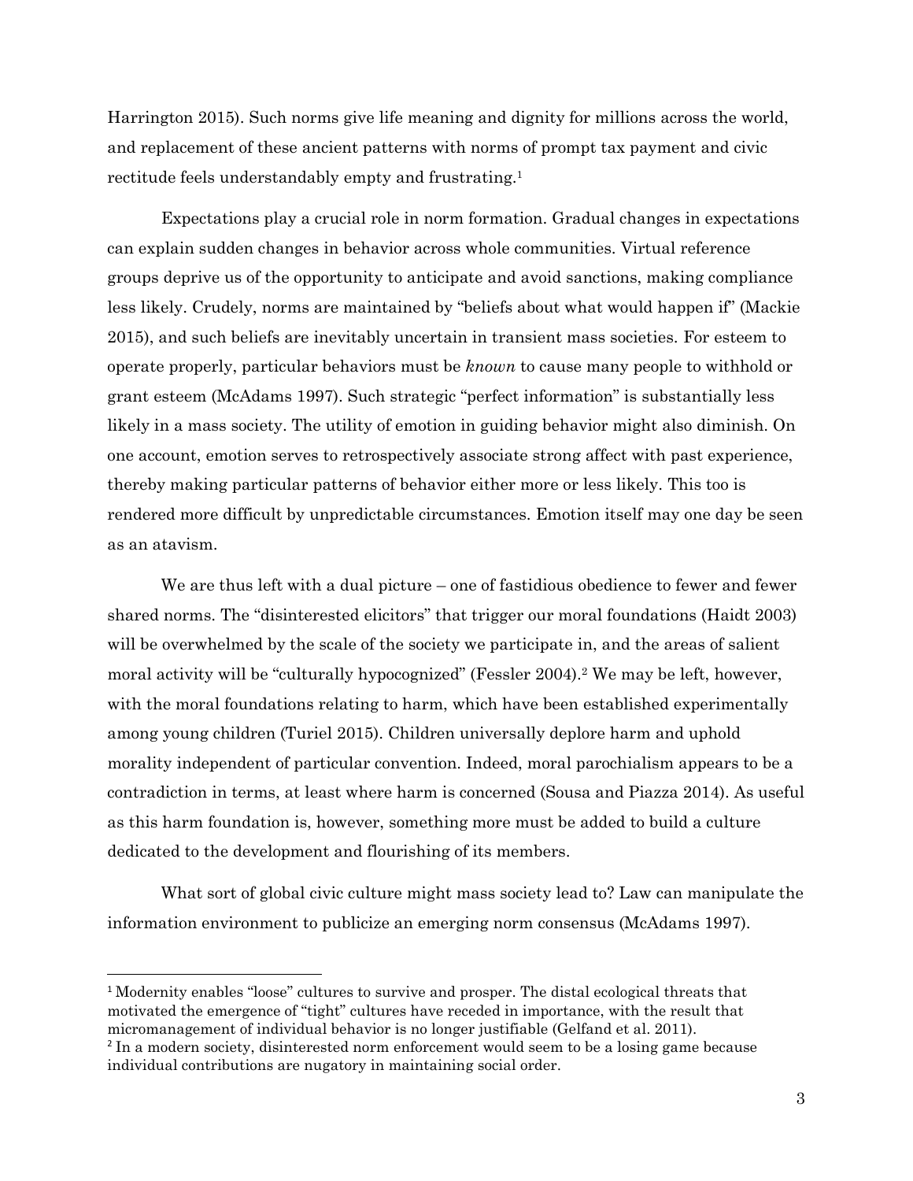Harrington 2015). Such norms give life meaning and dignity for millions across the world, and replacement of these ancient patterns with norms of prompt tax payment and civic rectitude feels understandably empty and frustrating.[1]

Expectations play a crucial role in norm formation. Gradual changes in expectations can explain sudden changes in behavior across whole communities. Virtual reference groups deprive us of the opportunity to anticipate and avoid sanctions, making compliance less likely. Crudely, norms are maintained by "beliefs about what would happen if" (Mackie 2015), and such beliefs are inevitably uncertain in transient mass societies. For esteem to operate properly, particular behaviors must be *known* to cause many people to withhold or grant esteem (McAdams 1997). Such strategic "perfect information" is substantially less likely in a mass society. The utility of emotion in guiding behavior might also diminish. On one account, emotion serves to retrospectively associate strong affect with past experience, thereby making particular patterns of behavior either more or less likely. This too is rendered more difficult by unpredictable circumstances. Emotion itself may one day be seen as an atavism.

We are thus left with a dual picture – one of fastidious obedience to fewer and fewer shared norms. The "disinterested elicitors" that trigger our moral foundations (Haidt 2003) will be overwhelmed by the scale of the society we participate in, and the areas of salient moral activity will be "culturally hypocognized" (Fessler 2004).[2] We may be left, however, with the moral foundations relating to harm, which have been established experimentally among young children (Turiel 2015). Children universally deplore harm and uphold morality independent of particular convention. Indeed, moral parochialism appears to be a contradiction in terms, at least where harm is concerned (Sousa and Piazza 2014). As useful as this harm foundation is, however, something more must be added to build a culture dedicated to the development and flourishing of its members.

What sort of global civic culture might mass society lead to? Law can manipulate the information environment to publicize an emerging norm consensus (McAdams 1997).

---

[1] Modernity enables "loose" cultures to survive and prosper. The distal ecological threats that motivated the emergence of "tight" cultures have receded in importance, with the result that micromanagement of individual behavior is no longer justifiable (Gelfand et al. 2011).

[2] In a modern society, disinterested norm enforcement would seem to be a losing game because individual contributions are nugatory in maintaining social order.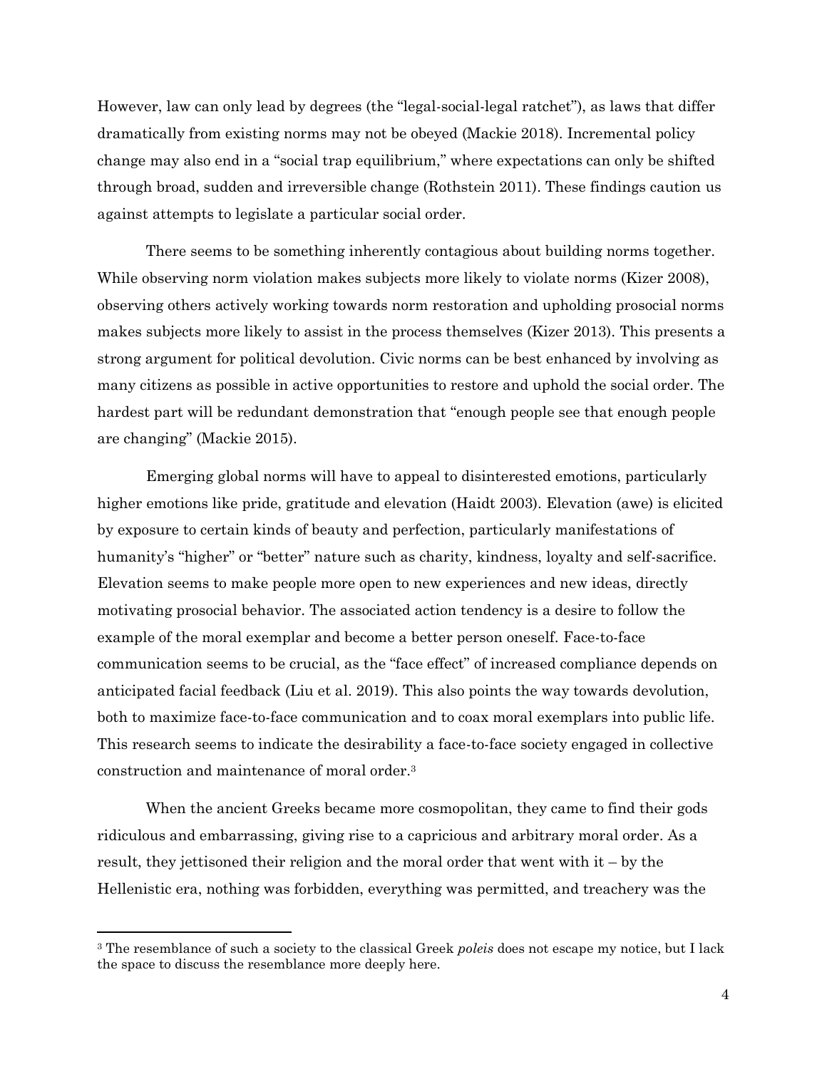However, law can only lead by degrees (the "legal-social-legal ratchet"), as laws that differ dramatically from existing norms may not be obeyed (Mackie 2018). Incremental policy change may also end in a "social trap equilibrium," where expectations can only be shifted through broad, sudden and irreversible change (Rothstein 2011). These findings caution us against attempts to legislate a particular social order.

There seems to be something inherently contagious about building norms together. While observing norm violation makes subjects more likely to violate norms (Kizer 2008), observing others actively working towards norm restoration and upholding prosocial norms makes subjects more likely to assist in the process themselves (Kizer 2013). This presents a strong argument for political devolution. Civic norms can be best enhanced by involving as many citizens as possible in active opportunities to restore and uphold the social order. The hardest part will be redundant demonstration that "enough people see that enough people are changing" (Mackie 2015).

Emerging global norms will have to appeal to disinterested emotions, particularly higher emotions like pride, gratitude and elevation (Haidt 2003). Elevation (awe) is elicited by exposure to certain kinds of beauty and perfection, particularly manifestations of humanity's "higher" or "better" nature such as charity, kindness, loyalty and self-sacrifice. Elevation seems to make people more open to new experiences and new ideas, directly motivating prosocial behavior. The associated action tendency is a desire to follow the example of the moral exemplar and become a better person oneself. Face-to-face communication seems to be crucial, as the "face effect" of increased compliance depends on anticipated facial feedback (Liu et al. 2019). This also points the way towards devolution, both to maximize face-to-face communication and to coax moral exemplars into public life. This research seems to indicate the desirability a face-to-face society engaged in collective construction and maintenance of moral order.[3]

When the ancient Greeks became more cosmopolitan, they came to find their gods ridiculous and embarrassing, giving rise to a capricious and arbitrary moral order. As a result, they jettisoned their religion and the moral order that went with it – by the Hellenistic era, nothing was forbidden, everything was permitted, and treachery was the

[3] The resemblance of such a society to the classical Greek *poleis* does not escape my notice, but I lack the space to discuss the resemblance more deeply here.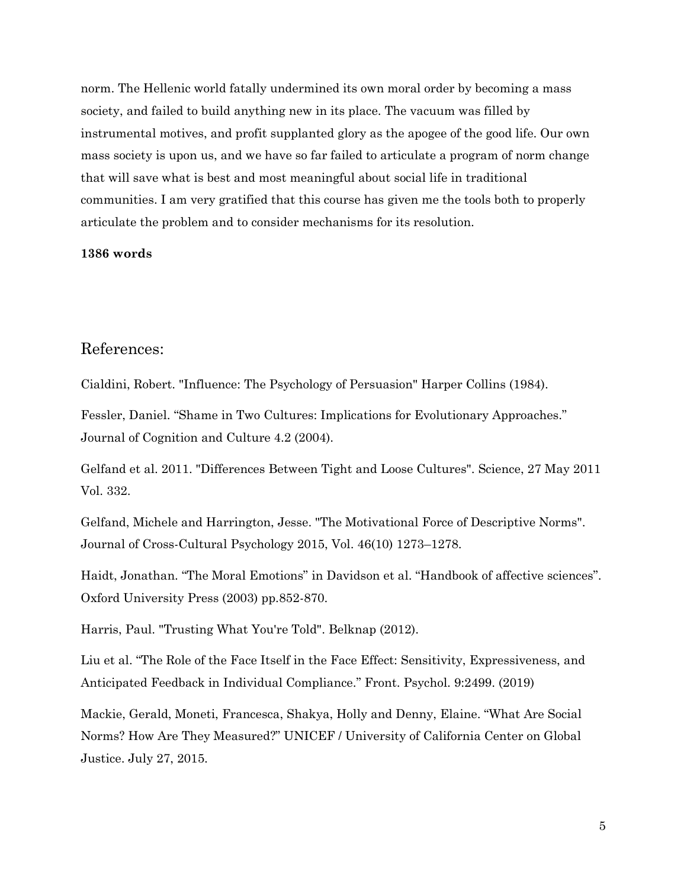norm. The Hellenic world fatally undermined its own moral order by becoming a mass society, and failed to build anything new in its place. The vacuum was filled by instrumental motives, and profit supplanted glory as the apogee of the good life. Our own mass society is upon us, and we have so far failed to articulate a program of norm change that will save what is best and most meaningful about social life in traditional communities. I am very gratified that this course has given me the tools both to properly articulate the problem and to consider mechanisms for its resolution.

**1386 words**

## References:

Cialdini, Robert. "Influence: The Psychology of Persuasion" Harper Collins (1984).

Fessler, Daniel. "Shame in Two Cultures: Implications for Evolutionary Approaches." Journal of Cognition and Culture 4.2 (2004).

Gelfand et al. 2011. "Differences Between Tight and Loose Cultures". Science, 27 May 2011 Vol. 332.

Gelfand, Michele and Harrington, Jesse. "The Motivational Force of Descriptive Norms". Journal of Cross-Cultural Psychology 2015, Vol. 46(10) 1273–1278.

Haidt, Jonathan. "The Moral Emotions" in Davidson et al. "Handbook of affective sciences". Oxford University Press (2003) pp.852-870.

Harris, Paul. "Trusting What You're Told". Belknap (2012).

Liu et al. "The Role of the Face Itself in the Face Effect: Sensitivity, Expressiveness, and Anticipated Feedback in Individual Compliance." Front. Psychol. 9:2499. (2019)

Mackie, Gerald, Moneti, Francesca, Shakya, Holly and Denny, Elaine. "What Are Social Norms? How Are They Measured?" UNICEF / University of California Center on Global Justice. July 27, 2015.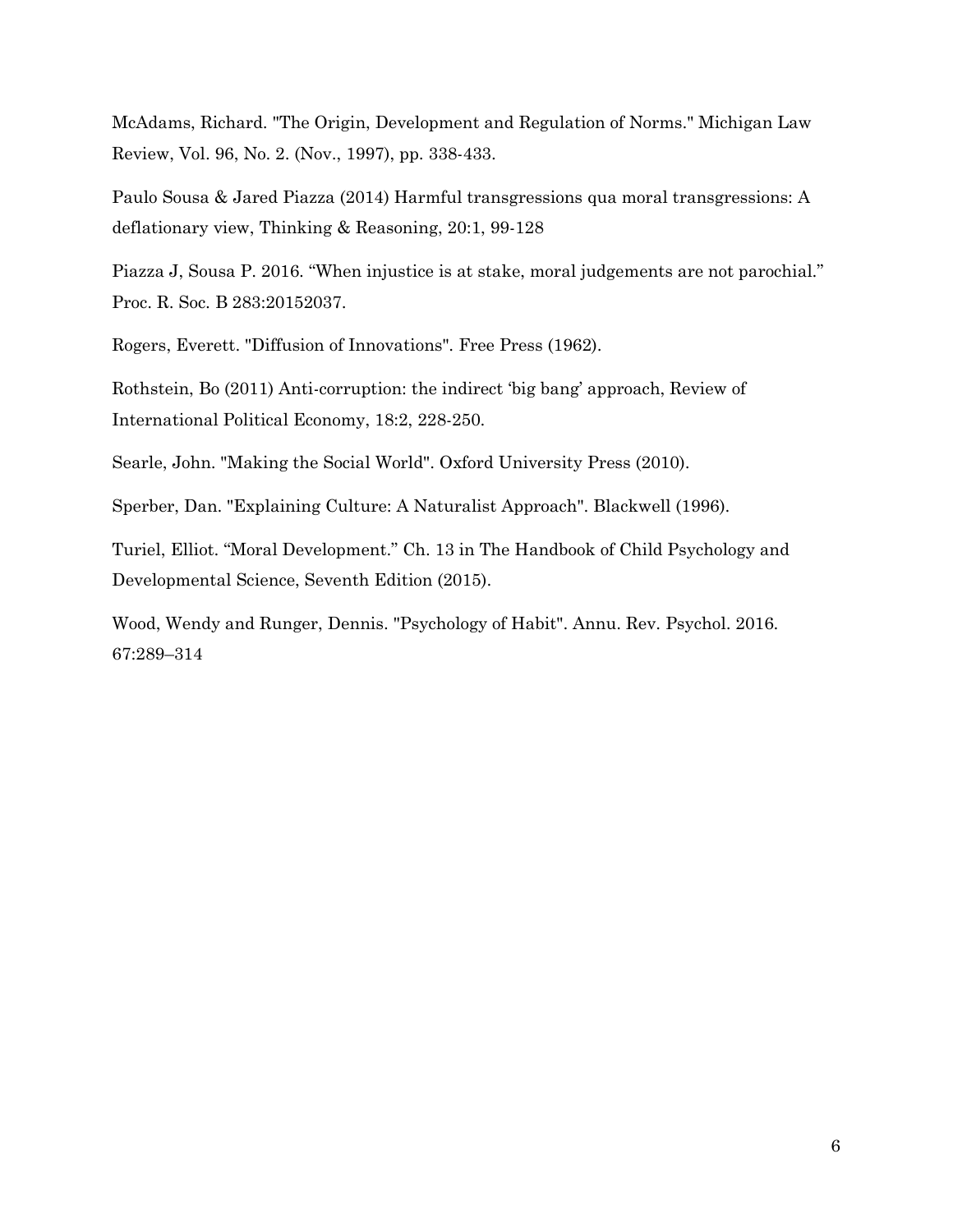McAdams, Richard. "The Origin, Development and Regulation of Norms." Michigan Law Review, Vol. 96, No. 2. (Nov., 1997), pp. 338-433.

Paulo Sousa & Jared Piazza (2014) Harmful transgressions qua moral transgressions: A deflationary view, Thinking & Reasoning, 20:1, 99-128

Piazza J, Sousa P. 2016. "When injustice is at stake, moral judgements are not parochial." Proc. R. Soc. B 283:20152037.

Rogers, Everett. "Diffusion of Innovations". Free Press (1962).

Rothstein, Bo (2011) Anti-corruption: the indirect 'big bang' approach, Review of International Political Economy, 18:2, 228-250.

Searle, John. "Making the Social World". Oxford University Press (2010).

Sperber, Dan. "Explaining Culture: A Naturalist Approach". Blackwell (1996).

Turiel, Elliot. "Moral Development." Ch. 13 in The Handbook of Child Psychology and Developmental Science, Seventh Edition (2015).

Wood, Wendy and Runger, Dennis. "Psychology of Habit". Annu. Rev. Psychol. 2016. 67:289–314